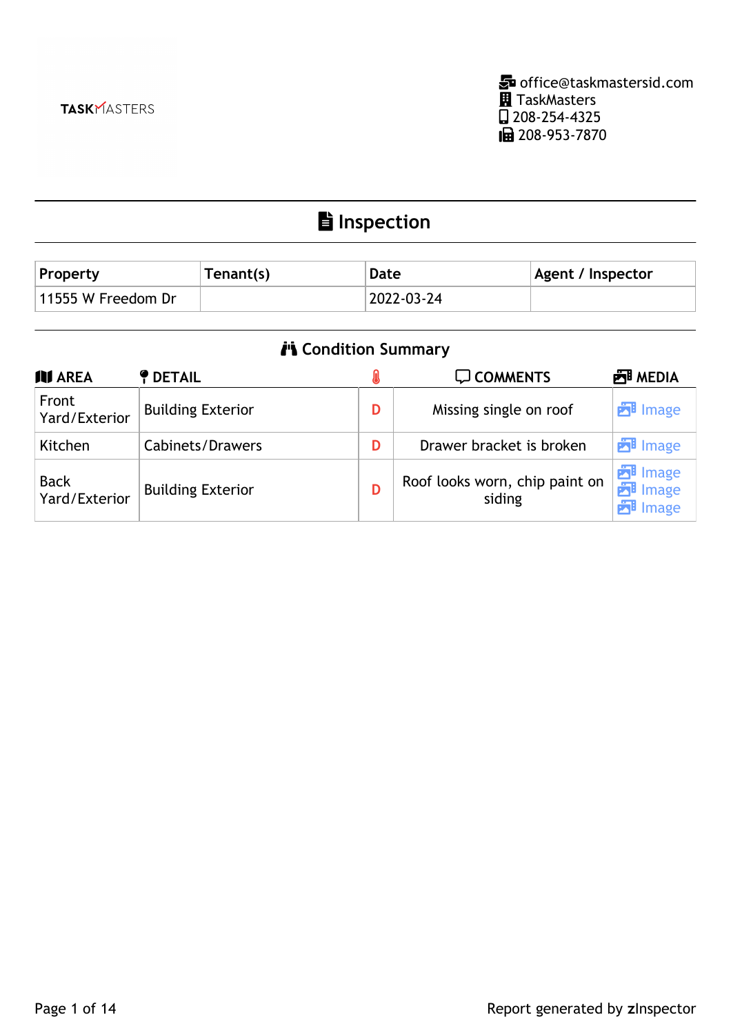TASKMASTERS

office@taskmastersid.com
TaskMasters
208-254-4325
208-953-7870

# Inspection

| Property | Tenant(s) | Date | Agent / Inspector |
| --- | --- | --- | --- |
| 11555 W Freedom Dr | | 2022-03-24 | |

## Condition Summary

| AREA | DETAIL | | COMMENTS | MEDIA |
| --- | --- | --- | --- | --- |
| Front Yard/Exterior | Building Exterior | D | Missing single on roof | Image |
| Kitchen | Cabinets/Drawers | D | Drawer bracket is broken | Image |
| Back Yard/Exterior | Building Exterior | D | Roof looks worn, chip paint on siding | Image Image Image |

Report generated by **z**Inspector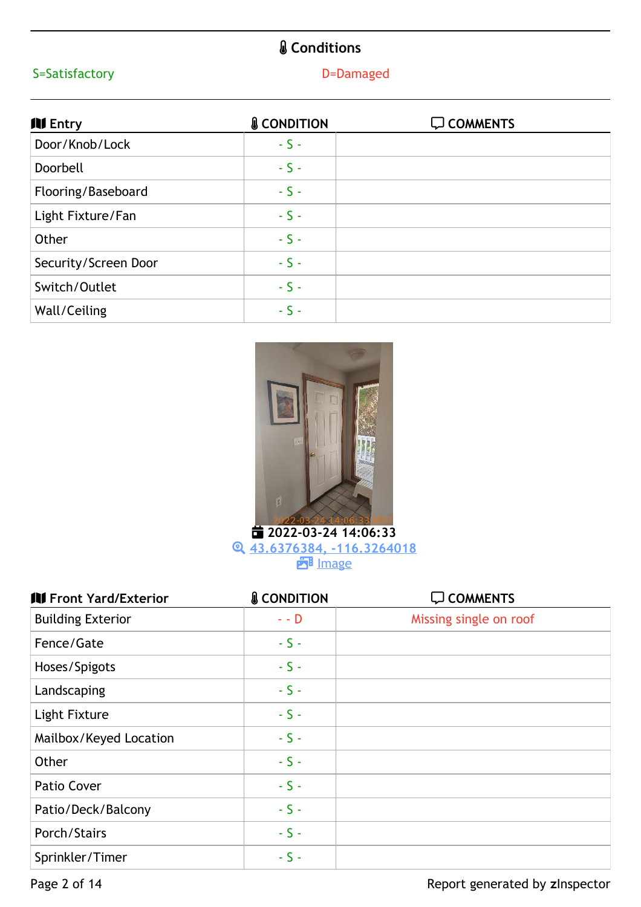## Conditions

S=Satisfactory D=Damaged

| Entry | CONDITION | COMMENTS |
|---|---|---|
| Door/Knob/Lock | - S - | |
| Doorbell | - S - | |
| Flooring/Baseboard | - S - | |
| Light Fixture/Fan | - S - | |
| Other | - S - | |
| Security/Screen Door | - S - | |
| Switch/Outlet | - S - | |
| Wall/Ceiling | - S - | |

2022-03-24 14:06:33
43.6376384, -116.3264018
Image

| Front Yard/Exterior | CONDITION | COMMENTS |
|---|---|---|
| Building Exterior | - - D | Missing single on roof |
| Fence/Gate | - S - | |
| Hoses/Spigots | - S - | |
| Landscaping | - S - | |
| Light Fixture | - S - | |
| Mailbox/Keyed Location | - S - | |
| Other | - S - | |
| Patio Cover | - S - | |
| Patio/Deck/Balcony | - S - | |
| Porch/Stairs | - S - | |
| Sprinkler/Timer | - S - | |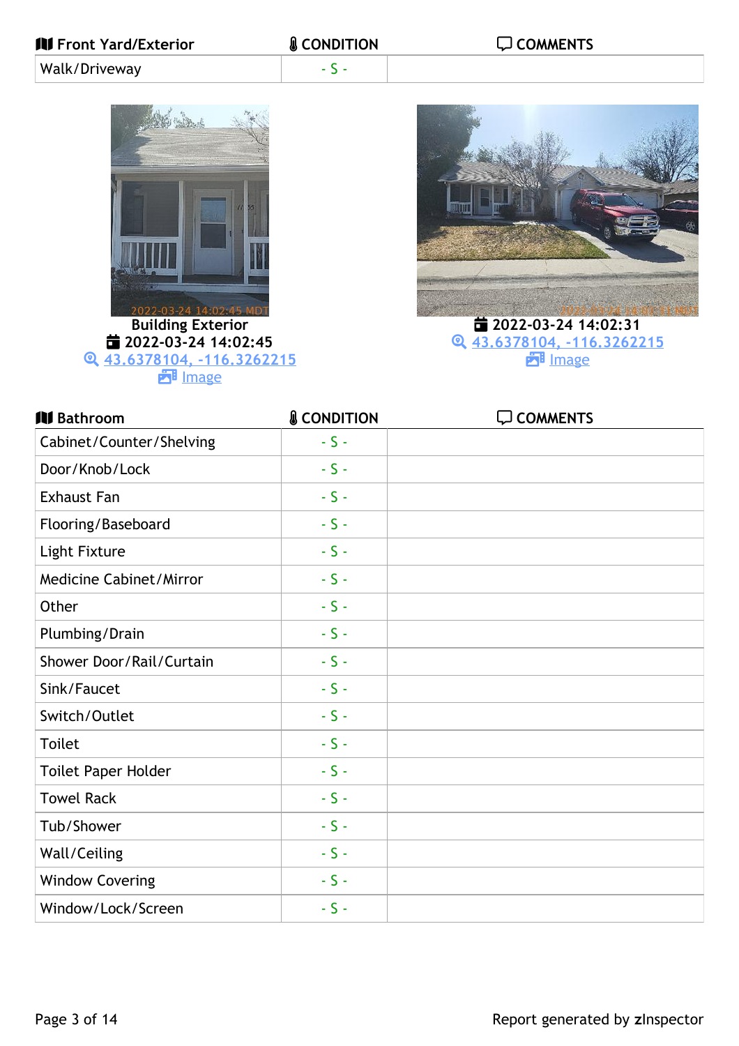| Front Yard/Exterior | CONDITION | COMMENTS |
| --- | --- | --- |
| Walk/Driveway | - S - | |

Building Exterior
2022-03-24 14:02:45
43.6378104, -116.3262215
Image

2022-03-24 14:02:31
43.6378104, -116.3262215
Image

| Bathroom | CONDITION | COMMENTS |
| --- | --- | --- |
| Cabinet/Counter/Shelving | - S - | |
| Door/Knob/Lock | - S - | |
| Exhaust Fan | - S - | |
| Flooring/Baseboard | - S - | |
| Light Fixture | - S - | |
| Medicine Cabinet/Mirror | - S - | |
| Other | - S - | |
| Plumbing/Drain | - S - | |
| Shower Door/Rail/Curtain | - S - | |
| Sink/Faucet | - S - | |
| Switch/Outlet | - S - | |
| Toilet | - S - | |
| Toilet Paper Holder | - S - | |
| Towel Rack | - S - | |
| Tub/Shower | - S - | |
| Wall/Ceiling | - S - | |
| Window Covering | - S - | |
| Window/Lock/Screen | - S - | |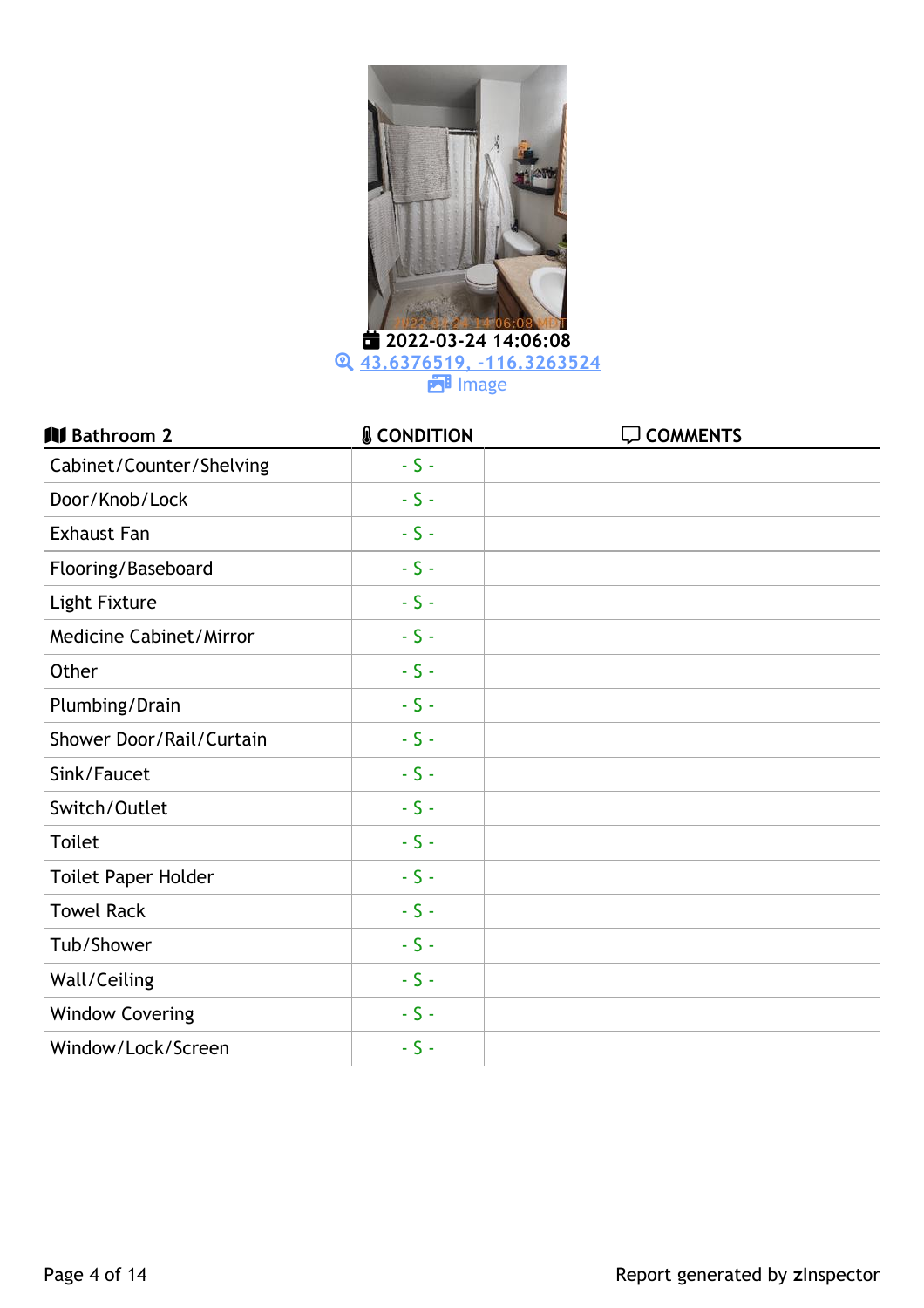2022-03-24 14:06:08

[43.6376519, -116.3263524]

[Image]

| Bathroom 2 | CONDITION | COMMENTS |
|---|---|---|
| Cabinet/Counter/Shelving | - S - | |
| Door/Knob/Lock | - S - | |
| Exhaust Fan | - S - | |
| Flooring/Baseboard | - S - | |
| Light Fixture | - S - | |
| Medicine Cabinet/Mirror | - S - | |
| Other | - S - | |
| Plumbing/Drain | - S - | |
| Shower Door/Rail/Curtain | - S - | |
| Sink/Faucet | - S - | |
| Switch/Outlet | - S - | |
| Toilet | - S - | |
| Toilet Paper Holder | - S - | |
| Towel Rack | - S - | |
| Tub/Shower | - S - | |
| Wall/Ceiling | - S - | |
| Window Covering | - S - | |
| Window/Lock/Screen | - S - | |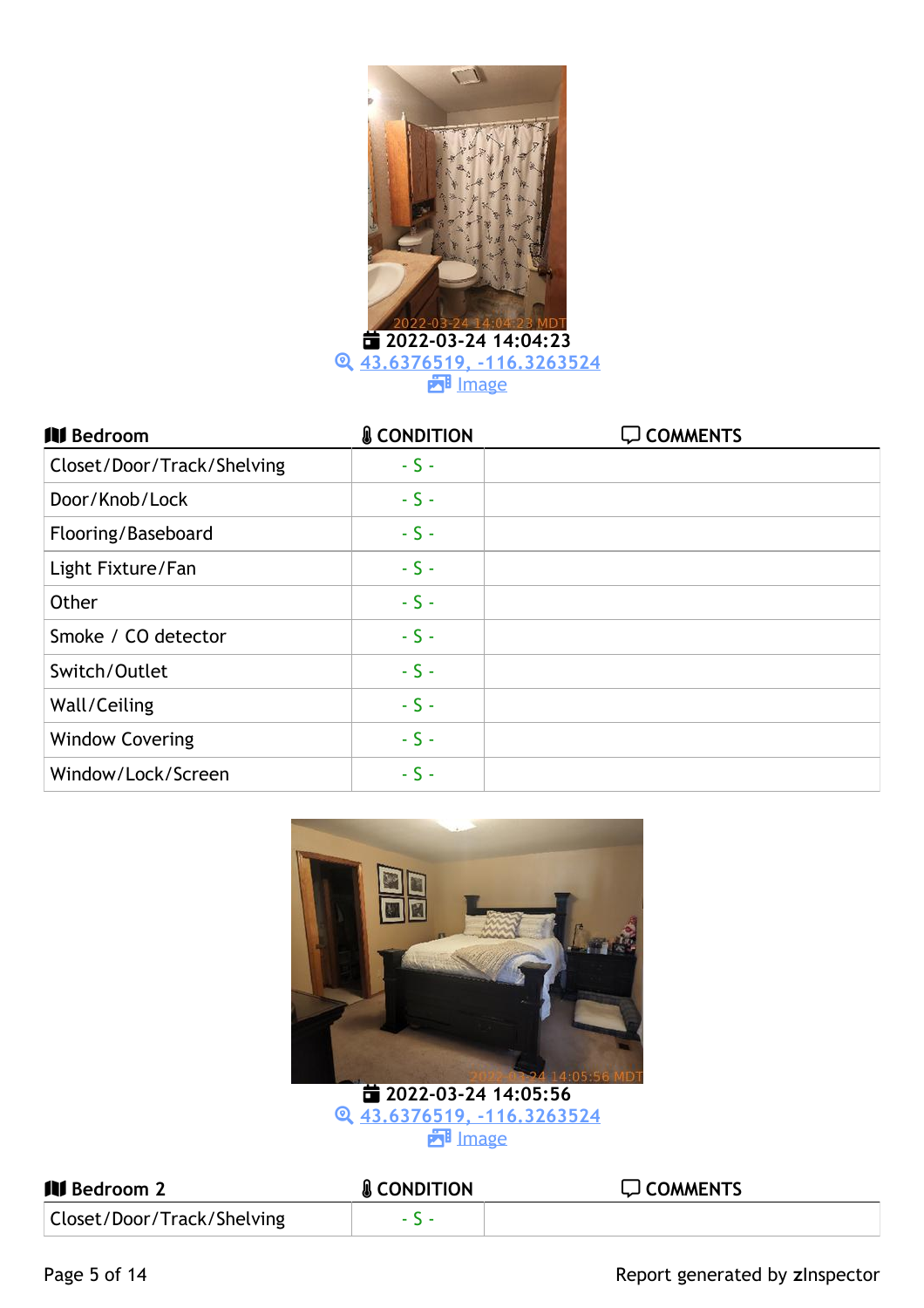2022-03-24 14:04:23

[43.6376519, -116.3263524](#)

[Image](#)

| Bedroom | CONDITION | COMMENTS |
|---|---|---|
| Closet/Door/Track/Shelving | - S - | |
| Door/Knob/Lock | - S - | |
| Flooring/Baseboard | - S - | |
| Light Fixture/Fan | - S - | |
| Other | - S - | |
| Smoke / CO detector | - S - | |
| Switch/Outlet | - S - | |
| Wall/Ceiling | - S - | |
| Window Covering | - S - | |
| Window/Lock/Screen | - S - | |

2022-03-24 14:05:56

[43.6376519, -116.3263524](#)

[Image](#)

| Bedroom 2 | CONDITION | COMMENTS |
|---|---|---|
| Closet/Door/Track/Shelving | - S - | |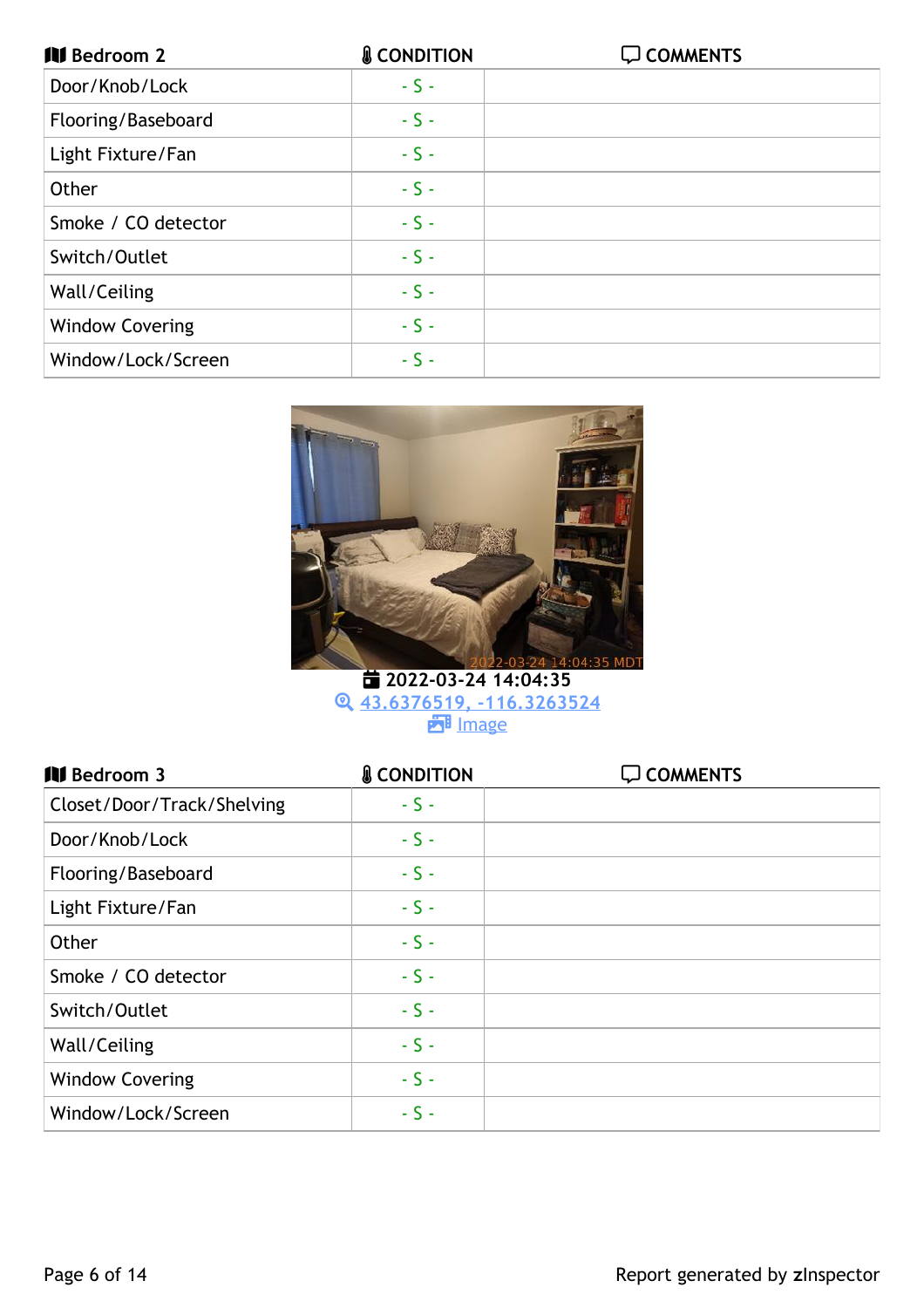| Bedroom 2 | CONDITION | COMMENTS |
|---|---|---|
| Door/Knob/Lock | - S - | |
| Flooring/Baseboard | - S - | |
| Light Fixture/Fan | - S - | |
| Other | - S - | |
| Smoke / CO detector | - S - | |
| Switch/Outlet | - S - | |
| Wall/Ceiling | - S - | |
| Window Covering | - S - | |
| Window/Lock/Screen | - S - | |

2022-03-24 14:04:35
43.6376519, -116.3263524
Image

| Bedroom 3 | CONDITION | COMMENTS |
|---|---|---|
| Closet/Door/Track/Shelving | - S - | |
| Door/Knob/Lock | - S - | |
| Flooring/Baseboard | - S - | |
| Light Fixture/Fan | - S - | |
| Other | - S - | |
| Smoke / CO detector | - S - | |
| Switch/Outlet | - S - | |
| Wall/Ceiling | - S - | |
| Window Covering | - S - | |
| Window/Lock/Screen | - S - | |

Report generated by **z**Inspector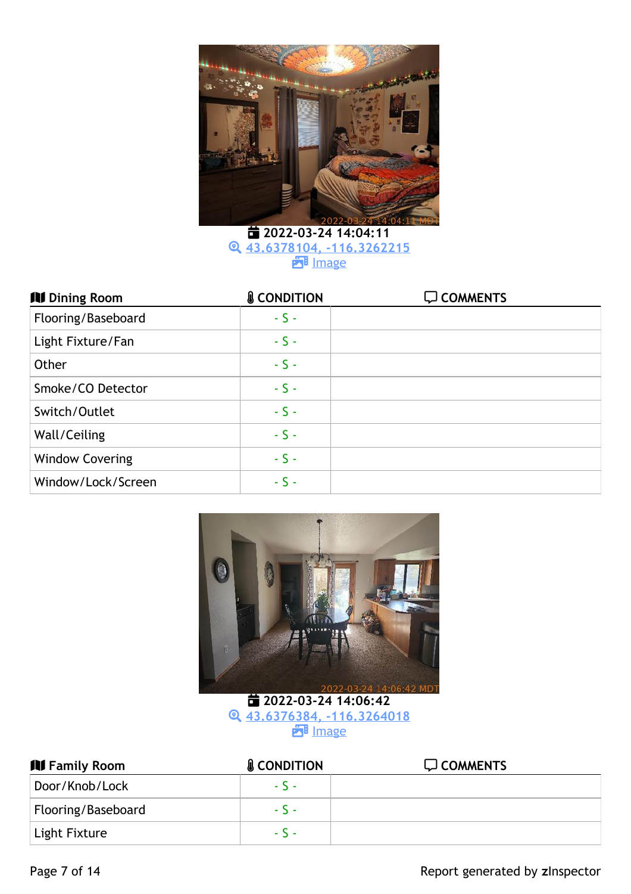2022-03-24 14:04:11
[43.6378104, -116.3262215](#)
[Image](#)

| Dining Room | CONDITION | COMMENTS |
|---|---|---|
| Flooring/Baseboard | - S - | |
| Light Fixture/Fan | - S - | |
| Other | - S - | |
| Smoke/CO Detector | - S - | |
| Switch/Outlet | - S - | |
| Wall/Ceiling | - S - | |
| Window Covering | - S - | |
| Window/Lock/Screen | - S - | |

2022-03-24 14:06:42
[43.6376384, -116.3264018](#)
[Image](#)

| Family Room | CONDITION | COMMENTS |
|---|---|---|
| Door/Knob/Lock | - S - | |
| Flooring/Baseboard | - S - | |
| Light Fixture | - S - | |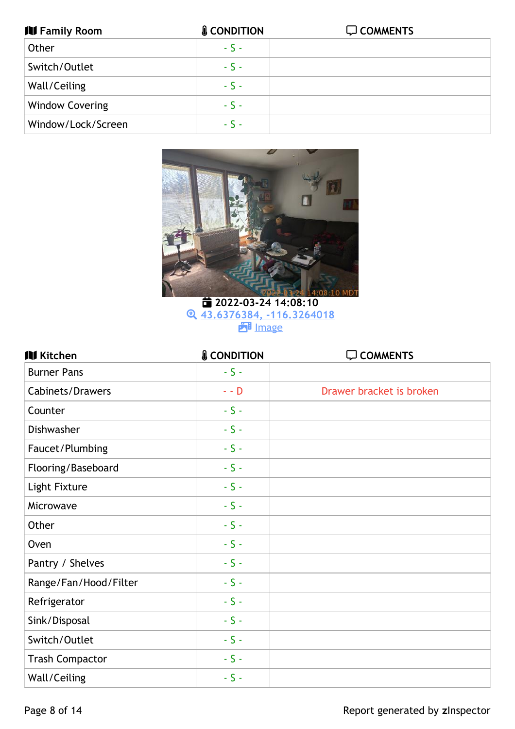| Family Room | CONDITION | COMMENTS |
| --- | --- | --- |
| Other | - S - | |
| Switch/Outlet | - S - | |
| Wall/Ceiling | - S - | |
| Window Covering | - S - | |
| Window/Lock/Screen | - S - | |

2022-03-24 14:08:10

43.6376384, -116.3264018

Image

| Kitchen | CONDITION | COMMENTS |
| --- | --- | --- |
| Burner Pans | - S - | |
| Cabinets/Drawers | - - D | Drawer bracket is broken |
| Counter | - S - | |
| Dishwasher | - S - | |
| Faucet/Plumbing | - S - | |
| Flooring/Baseboard | - S - | |
| Light Fixture | - S - | |
| Microwave | - S - | |
| Other | - S - | |
| Oven | - S - | |
| Pantry / Shelves | - S - | |
| Range/Fan/Hood/Filter | - S - | |
| Refrigerator | - S - | |
| Sink/Disposal | - S - | |
| Switch/Outlet | - S - | |
| Trash Compactor | - S - | |
| Wall/Ceiling | - S - | |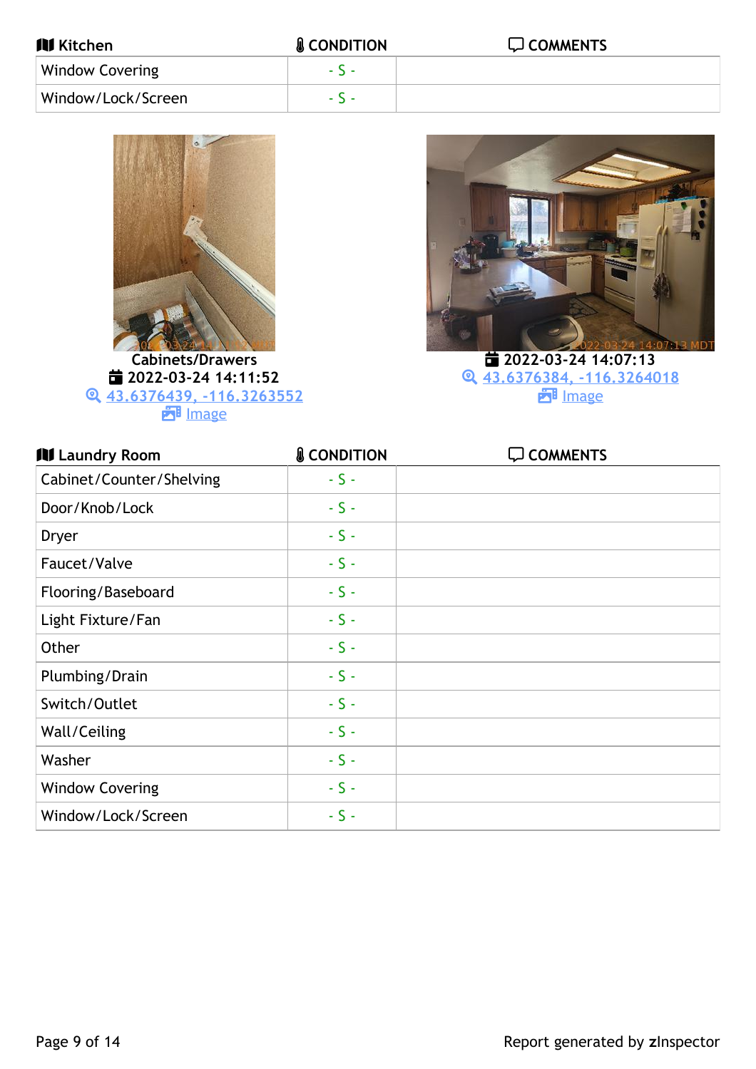| Kitchen | CONDITION | COMMENTS |
|---|---|---|
| Window Covering | - S - | |
| Window/Lock/Screen | - S - | |

Cabinets/Drawers
2022-03-24 14:11:52
43.6376439, -116.3263552
Image

2022-03-24 14:07:13
43.6376384, -116.3264018
Image

| Laundry Room | CONDITION | COMMENTS |
|---|---|---|
| Cabinet/Counter/Shelving | - S - | |
| Door/Knob/Lock | - S - | |
| Dryer | - S - | |
| Faucet/Valve | - S - | |
| Flooring/Baseboard | - S - | |
| Light Fixture/Fan | - S - | |
| Other | - S - | |
| Plumbing/Drain | - S - | |
| Switch/Outlet | - S - | |
| Wall/Ceiling | - S - | |
| Washer | - S - | |
| Window Covering | - S - | |
| Window/Lock/Screen | - S - | |

Report generated by zInspector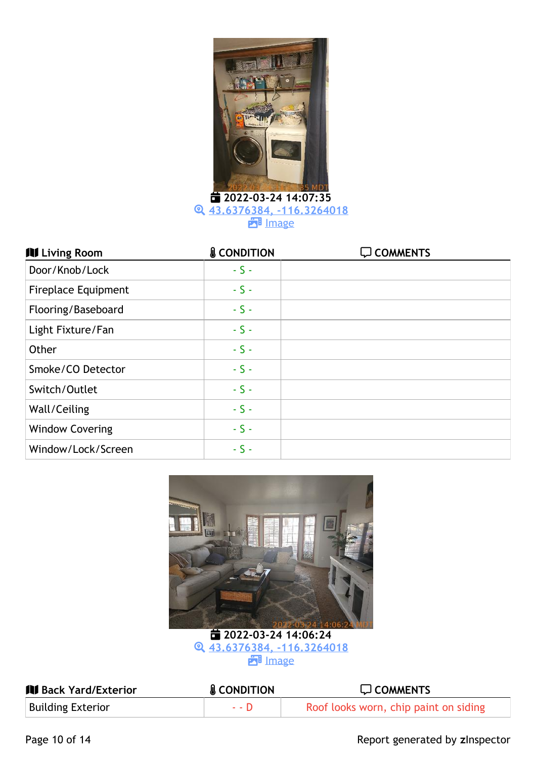2022-03-24 14:07:35
[43.6376384, -116.3264018](#)
[Image](#)

| Living Room | CONDITION | COMMENTS |
| --- | --- | --- |
| Door/Knob/Lock | - S - | |
| Fireplace Equipment | - S - | |
| Flooring/Baseboard | - S - | |
| Light Fixture/Fan | - S - | |
| Other | - S - | |
| Smoke/CO Detector | - S - | |
| Switch/Outlet | - S - | |
| Wall/Ceiling | - S - | |
| Window Covering | - S - | |
| Window/Lock/Screen | - S - | |

2022-03-24 14:06:24
[43.6376384, -116.3264018](#)
[Image](#)

| Back Yard/Exterior | CONDITION | COMMENTS |
| --- | --- | --- |
| Building Exterior | - - D | Roof looks worn, chip paint on siding |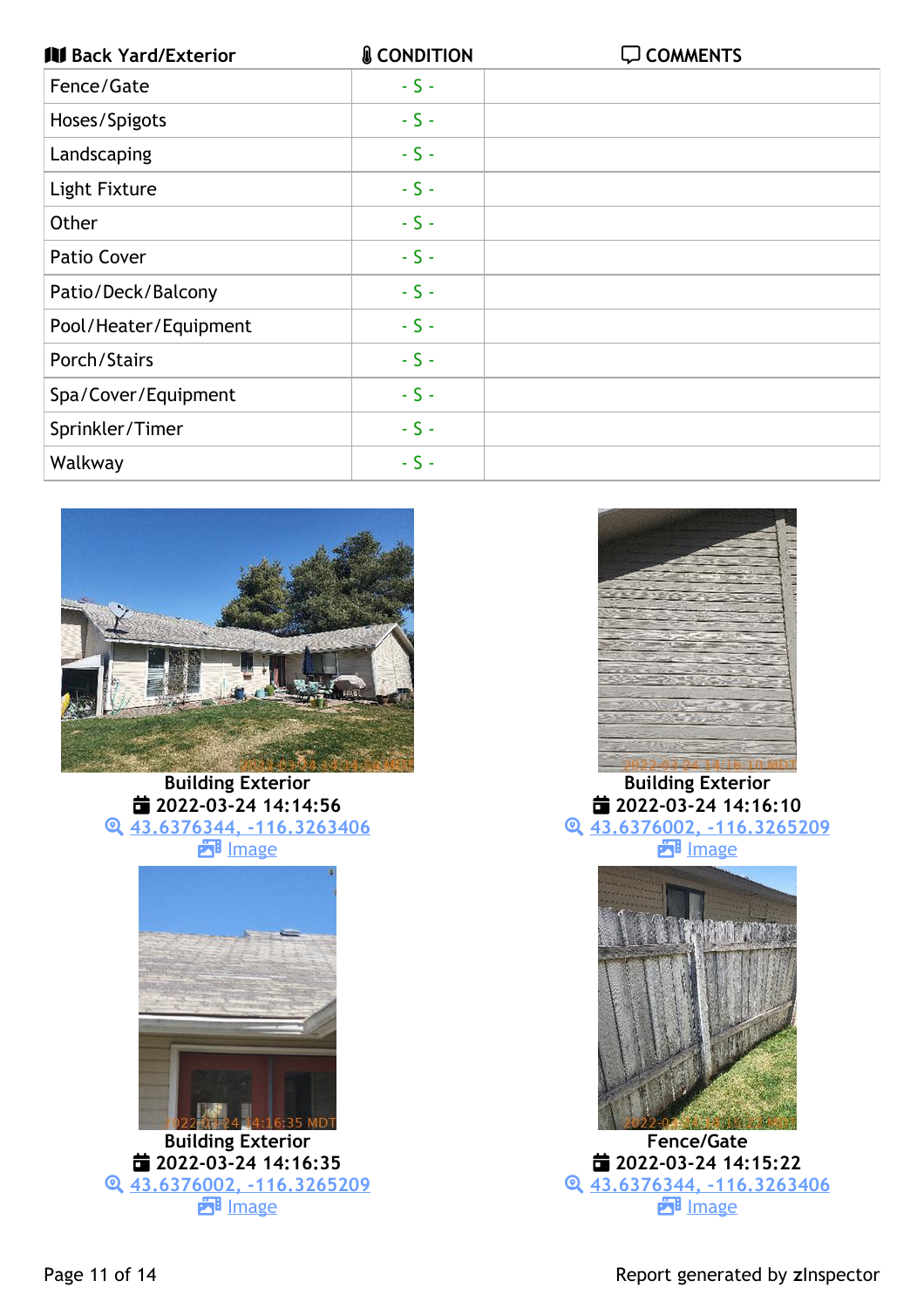| Back Yard/Exterior | CONDITION | COMMENTS |
|---|---|---|
| Fence/Gate | - S - | |
| Hoses/Spigots | - S - | |
| Landscaping | - S - | |
| Light Fixture | - S - | |
| Other | - S - | |
| Patio Cover | - S - | |
| Patio/Deck/Balcony | - S - | |
| Pool/Heater/Equipment | - S - | |
| Porch/Stairs | - S - | |
| Spa/Cover/Equipment | - S - | |
| Sprinkler/Timer | - S - | |
| Walkway | - S - | |

**Building Exterior**
2022-03-24 14:14:56
43.6376344, -116.3263406
Image

**Building Exterior**
2022-03-24 14:16:10
43.6376002, -116.3265209
Image

**Building Exterior**
2022-03-24 14:16:35
43.6376002, -116.3265209
Image

**Fence/Gate**
2022-03-24 14:15:22
43.6376344, -116.3263406
Image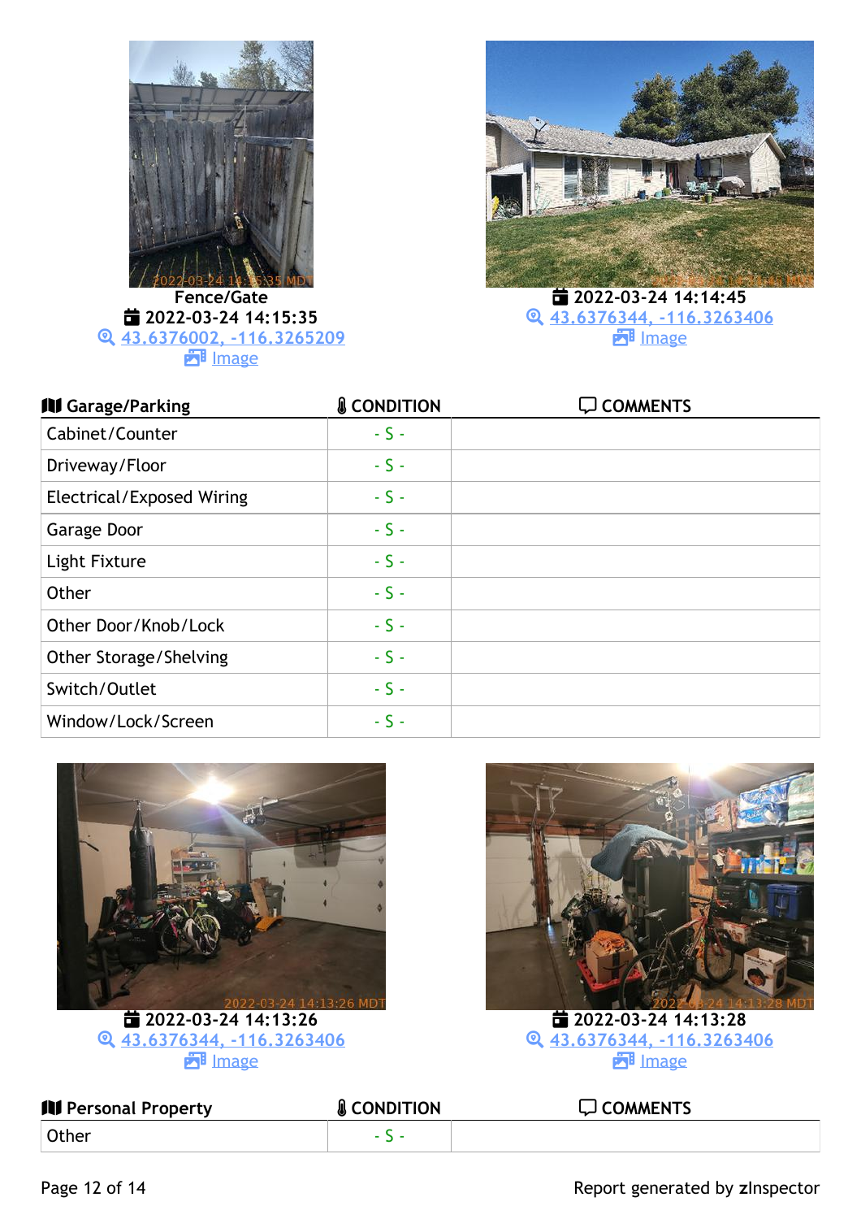Fence/Gate

2022-03-24 14:15:35

[43.6376002, -116.3265209](#)

[Image](#)

2022-03-24 14:14:45

[43.6376344, -116.3263406](#)

[Image](#)

| Garage/Parking | CONDITION | COMMENTS |
| --- | --- | --- |
| Cabinet/Counter | - S - | |
| Driveway/Floor | - S - | |
| Electrical/Exposed Wiring | - S - | |
| Garage Door | - S - | |
| Light Fixture | - S - | |
| Other | - S - | |
| Other Door/Knob/Lock | - S - | |
| Other Storage/Shelving | - S - | |
| Switch/Outlet | - S - | |
| Window/Lock/Screen | - S - | |

2022-03-24 14:13:26

[43.6376344, -116.3263406](#)

[Image](#)

2022-03-24 14:13:28

[43.6376344, -116.3263406](#)

[Image](#)

| Personal Property | CONDITION | COMMENTS |
| --- | --- | --- |
| Other | - S - | |

Report generated by zInspector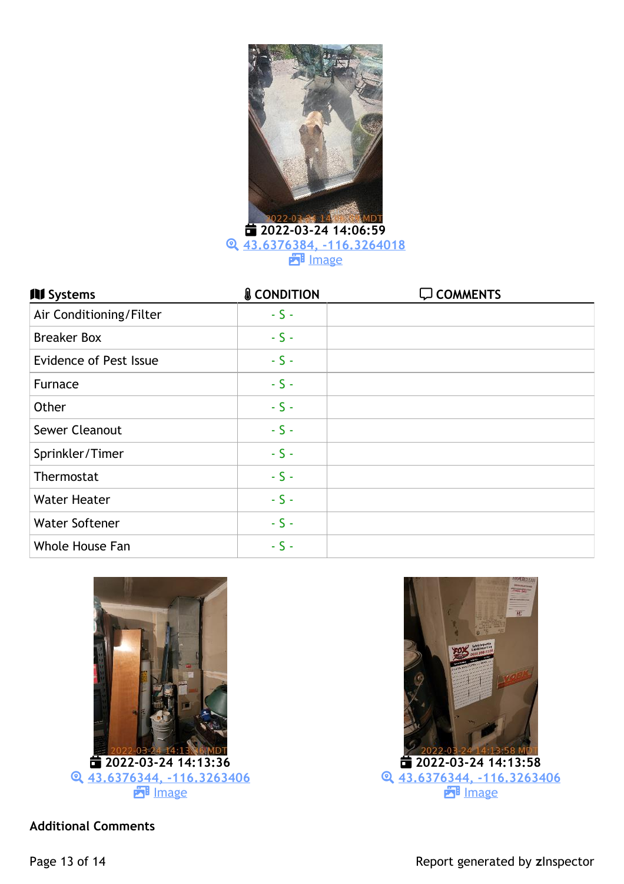2022-03-24 14:06:59
[43.6376384, -116.3264018](#)
[Image](#)

| Systems | CONDITION | COMMENTS |
| --- | --- | --- |
| Air Conditioning/Filter | - S - | |
| Breaker Box | - S - | |
| Evidence of Pest Issue | - S - | |
| Furnace | - S - | |
| Other | - S - | |
| Sewer Cleanout | - S - | |
| Sprinkler/Timer | - S - | |
| Thermostat | - S - | |
| Water Heater | - S - | |
| Water Softener | - S - | |
| Whole House Fan | - S - | |

2022-03-24 14:13:36
[43.6376344, -116.3263406](#)
[Image](#)

2022-03-24 14:13:58
[43.6376344, -116.3263406](#)
[Image](#)

**Additional Comments**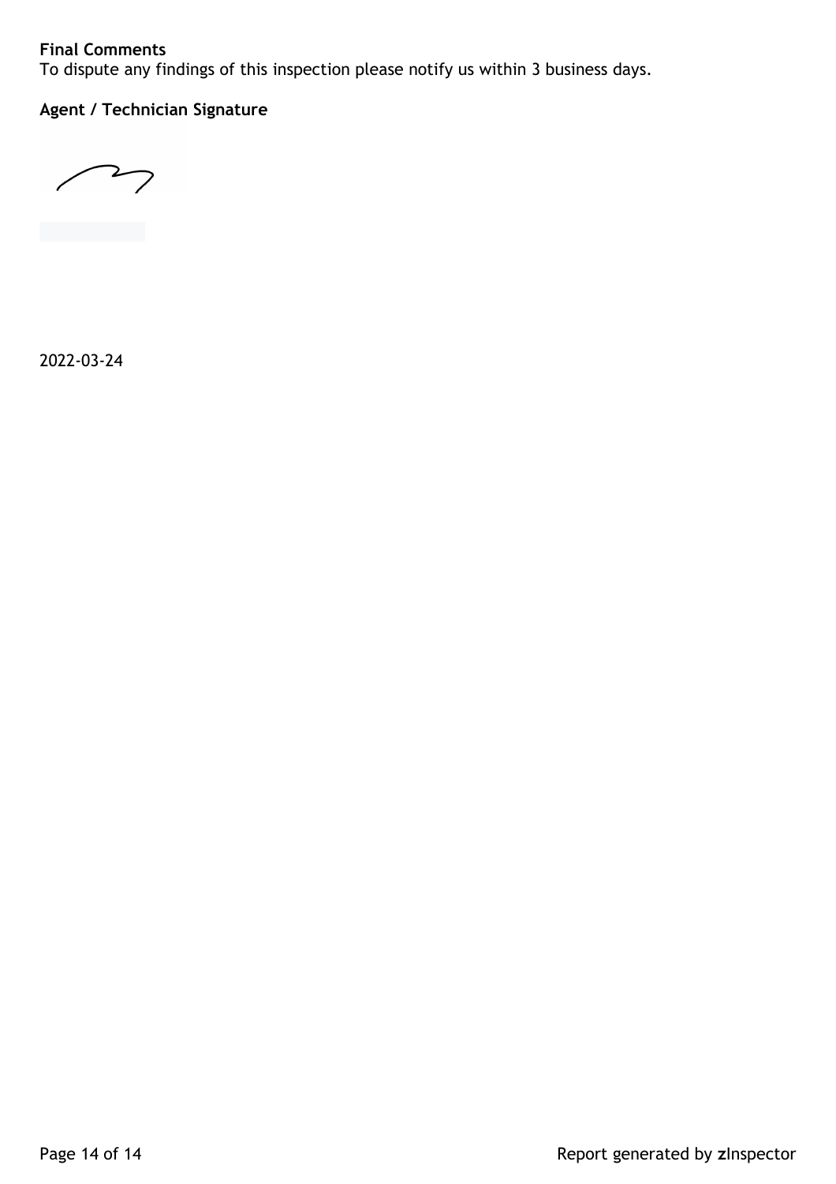**Final Comments**
To dispute any findings of this inspection please notify us within 3 business days.

**Agent / Technician Signature**

2022-03-24